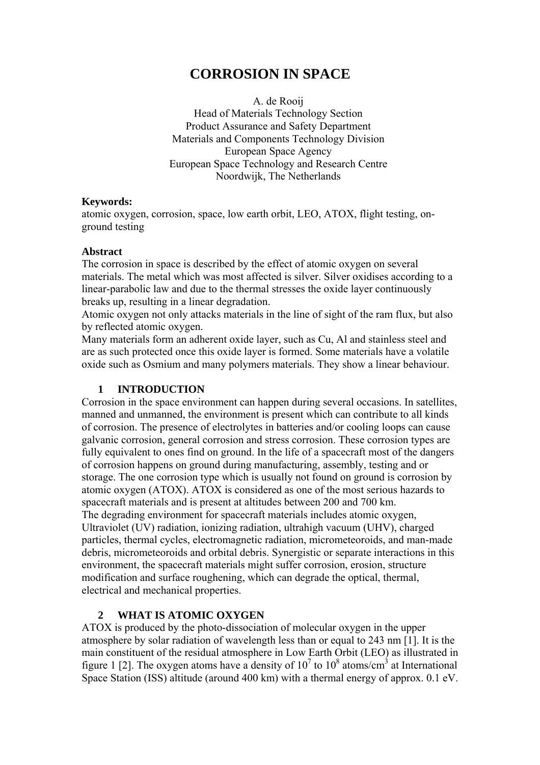# CORROSION IN SPACE

A. de Rooij
Head of Materials Technology Section
Product Assurance and Safety Department
Materials and Components Technology Division
European Space Agency
European Space Technology and Research Centre
Noordwijk, The Netherlands

**Keywords:**
atomic oxygen, corrosion, space, low earth orbit, LEO, ATOX, flight testing, on-ground testing

**Abstract**
The corrosion in space is described by the effect of atomic oxygen on several materials. The metal which was most affected is silver. Silver oxidises according to a linear-parabolic law and due to the thermal stresses the oxide layer continuously breaks up, resulting in a linear degradation.
Atomic oxygen not only attacks materials in the line of sight of the ram flux, but also by reflected atomic oxygen.
Many materials form an adherent oxide layer, such as Cu, Al and stainless steel and are as such protected once this oxide layer is formed. Some materials have a volatile oxide such as Osmium and many polymers materials. They show a linear behaviour.

## 1 INTRODUCTION

Corrosion in the space environment can happen during several occasions. In satellites, manned and unmanned, the environment is present which can contribute to all kinds of corrosion. The presence of electrolytes in batteries and/or cooling loops can cause galvanic corrosion, general corrosion and stress corrosion. These corrosion types are fully equivalent to ones find on ground. In the life of a spacecraft most of the dangers of corrosion happens on ground during manufacturing, assembly, testing and or storage. The one corrosion type which is usually not found on ground is corrosion by atomic oxygen (ATOX). ATOX is considered as one of the most serious hazards to spacecraft materials and is present at altitudes between 200 and 700 km.
The degrading environment for spacecraft materials includes atomic oxygen, Ultraviolet (UV) radiation, ionizing radiation, ultrahigh vacuum (UHV), charged particles, thermal cycles, electromagnetic radiation, micrometeoroids, and man-made debris, micrometeoroids and orbital debris. Synergistic or separate interactions in this environment, the spacecraft materials might suffer corrosion, erosion, structure modification and surface roughening, which can degrade the optical, thermal, electrical and mechanical properties.

## 2 WHAT IS ATOMIC OXYGEN

ATOX is produced by the photo-dissociation of molecular oxygen in the upper atmosphere by solar radiation of wavelength less than or equal to 243 nm [1]. It is the main constituent of the residual atmosphere in Low Earth Orbit (LEO) as illustrated in figure 1 [2]. The oxygen atoms have a density of $10^7$ to $10^8$ atoms/cm$^3$ at International Space Station (ISS) altitude (around 400 km) with a thermal energy of approx. 0.1 eV.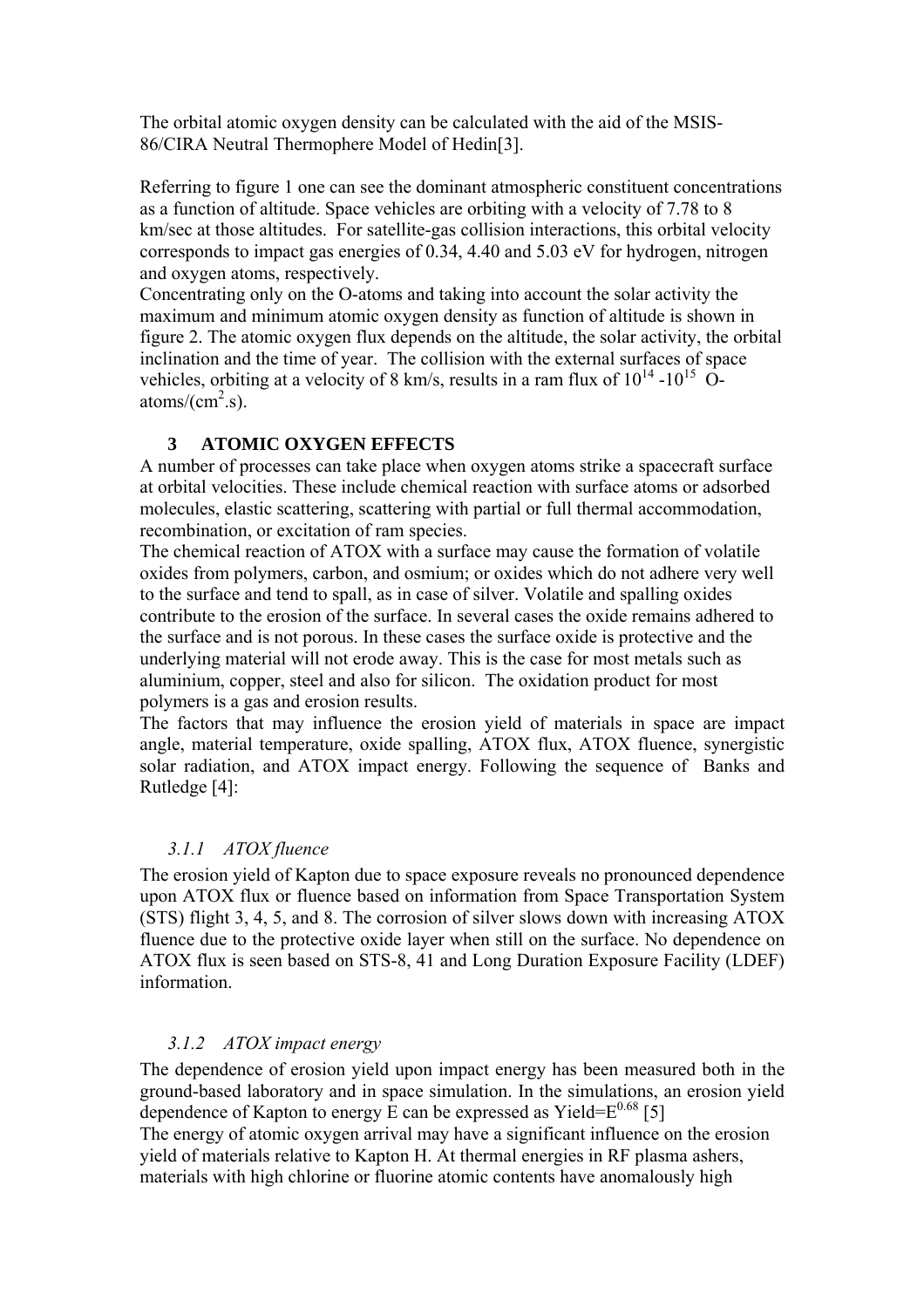The orbital atomic oxygen density can be calculated with the aid of the MSIS-86/CIRA Neutral Thermophere Model of Hedin[3].

Referring to figure 1 one can see the dominant atmospheric constituent concentrations as a function of altitude. Space vehicles are orbiting with a velocity of 7.78 to 8 km/sec at those altitudes. For satellite-gas collision interactions, this orbital velocity corresponds to impact gas energies of 0.34, 4.40 and 5.03 eV for hydrogen, nitrogen and oxygen atoms, respectively.

Concentrating only on the O-atoms and taking into account the solar activity the maximum and minimum atomic oxygen density as function of altitude is shown in figure 2. The atomic oxygen flux depends on the altitude, the solar activity, the orbital inclination and the time of year. The collision with the external surfaces of space vehicles, orbiting at a velocity of 8 km/s, results in a ram flux of $10^{14}$ -$10^{15}$ O-atoms/($cm^2$.s).

## 3 ATOMIC OXYGEN EFFECTS

A number of processes can take place when oxygen atoms strike a spacecraft surface at orbital velocities. These include chemical reaction with surface atoms or adsorbed molecules, elastic scattering, scattering with partial or full thermal accommodation, recombination, or excitation of ram species.

The chemical reaction of ATOX with a surface may cause the formation of volatile oxides from polymers, carbon, and osmium; or oxides which do not adhere very well to the surface and tend to spall, as in case of silver. Volatile and spalling oxides contribute to the erosion of the surface. In several cases the oxide remains adhered to the surface and is not porous. In these cases the surface oxide is protective and the underlying material will not erode away. This is the case for most metals such as aluminium, copper, steel and also for silicon. The oxidation product for most polymers is a gas and erosion results.

The factors that may influence the erosion yield of materials in space are impact angle, material temperature, oxide spalling, ATOX flux, ATOX fluence, synergistic solar radiation, and ATOX impact energy. Following the sequence of Banks and Rutledge [4]:

### *3.1.1 ATOX fluence*

The erosion yield of Kapton due to space exposure reveals no pronounced dependence upon ATOX flux or fluence based on information from Space Transportation System (STS) flight 3, 4, 5, and 8. The corrosion of silver slows down with increasing ATOX fluence due to the protective oxide layer when still on the surface. No dependence on ATOX flux is seen based on STS-8, 41 and Long Duration Exposure Facility (LDEF) information.

### *3.1.2 ATOX impact energy*

The dependence of erosion yield upon impact energy has been measured both in the ground-based laboratory and in space simulation. In the simulations, an erosion yield dependence of Kapton to energy E can be expressed as Yield=$E^{0.68}$ [5]

The energy of atomic oxygen arrival may have a significant influence on the erosion yield of materials relative to Kapton H. At thermal energies in RF plasma ashers, materials with high chlorine or fluorine atomic contents have anomalously high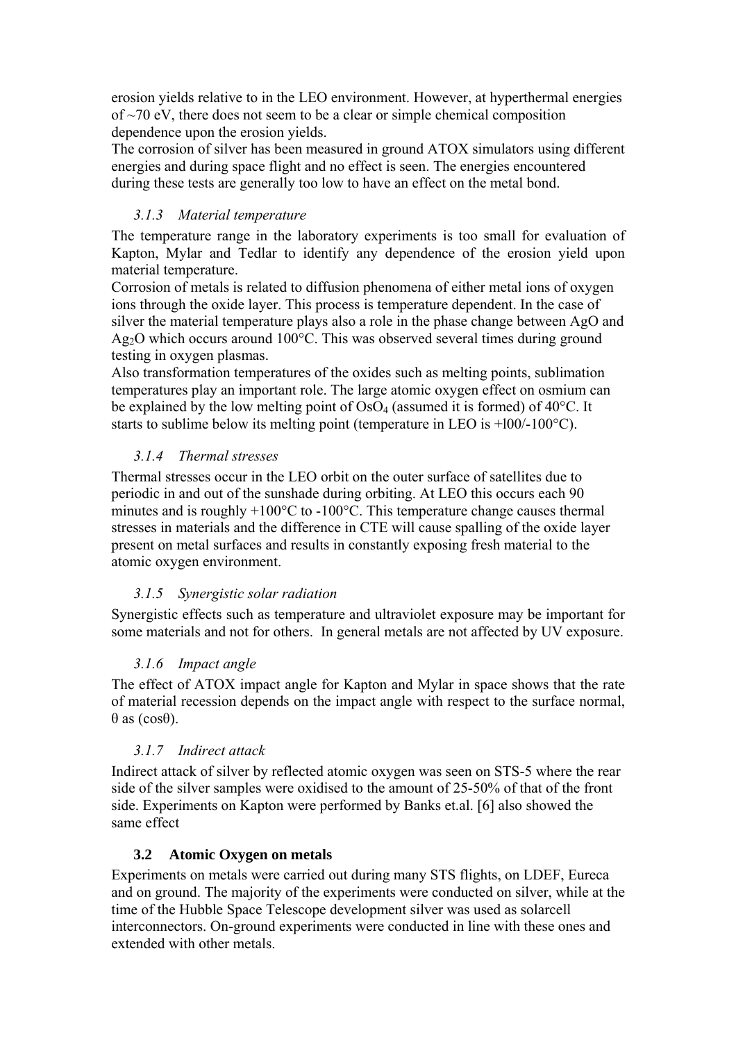erosion yields relative to in the LEO environment. However, at hyperthermal energies of ~70 eV, there does not seem to be a clear or simple chemical composition dependence upon the erosion yields.
The corrosion of silver has been measured in ground ATOX simulators using different energies and during space flight and no effect is seen. The energies encountered during these tests are generally too low to have an effect on the metal bond.

#### *3.1.3 Material temperature*

The temperature range in the laboratory experiments is too small for evaluation of Kapton, Mylar and Tedlar to identify any dependence of the erosion yield upon material temperature.
Corrosion of metals is related to diffusion phenomena of either metal ions of oxygen ions through the oxide layer. This process is temperature dependent. In the case of silver the material temperature plays also a role in the phase change between AgO and $Ag_2O$ which occurs around 100°C. This was observed several times during ground testing in oxygen plasmas.
Also transformation temperatures of the oxides such as melting points, sublimation temperatures play an important role. The large atomic oxygen effect on osmium can be explained by the low melting point of $OsO_4$ (assumed it is formed) of 40°C. It starts to sublime below its melting point (temperature in LEO is +l00/-100°C).

#### *3.1.4 Thermal stresses*

Thermal stresses occur in the LEO orbit on the outer surface of satellites due to periodic in and out of the sunshade during orbiting. At LEO this occurs each 90 minutes and is roughly +100°C to -100°C. This temperature change causes thermal stresses in materials and the difference in CTE will cause spalling of the oxide layer present on metal surfaces and results in constantly exposing fresh material to the atomic oxygen environment.

#### *3.1.5 Synergistic solar radiation*

Synergistic effects such as temperature and ultraviolet exposure may be important for some materials and not for others. In general metals are not affected by UV exposure.

#### *3.1.6 Impact angle*

The effect of ATOX impact angle for Kapton and Mylar in space shows that the rate of material recession depends on the impact angle with respect to the surface normal, $\theta$ as ($\cos\theta$).

#### *3.1.7 Indirect attack*

Indirect attack of silver by reflected atomic oxygen was seen on STS-5 where the rear side of the silver samples were oxidised to the amount of 25-50% of that of the front side. Experiments on Kapton were performed by Banks et.al. [6] also showed the same effect

### 3.2 Atomic Oxygen on metals

Experiments on metals were carried out during many STS flights, on LDEF, Eureca and on ground. The majority of the experiments were conducted on silver, while at the time of the Hubble Space Telescope development silver was used as solarcell interconnectors. On-ground experiments were conducted in line with these ones and extended with other metals.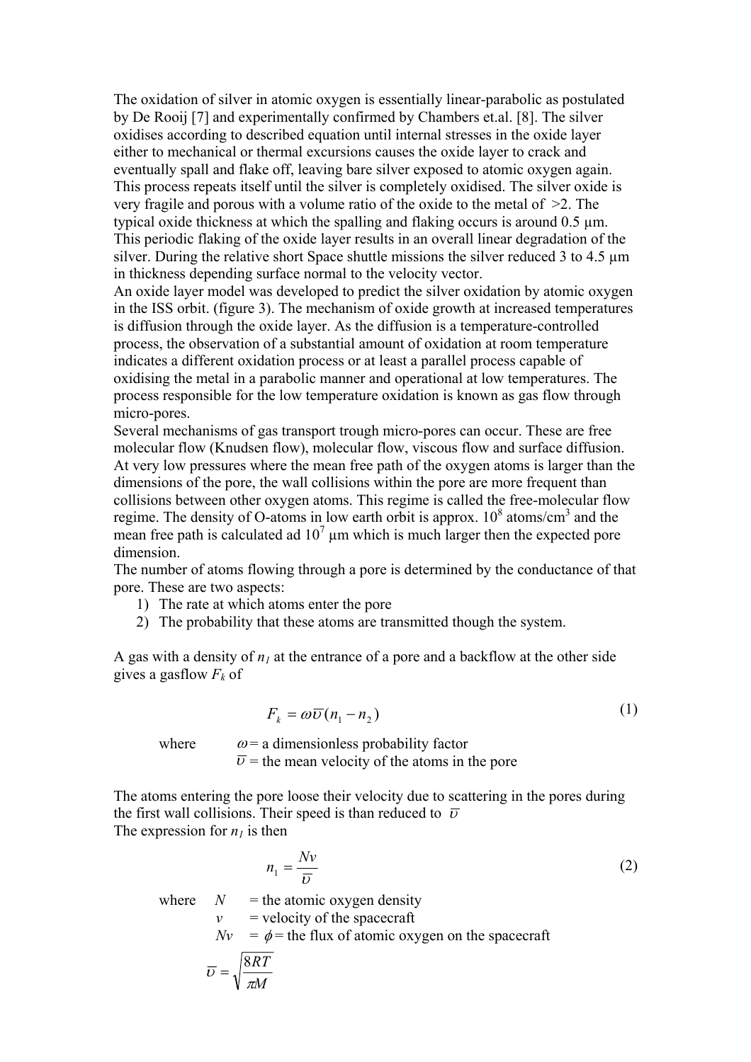The oxidation of silver in atomic oxygen is essentially linear-parabolic as postulated by De Rooij [7] and experimentally confirmed by Chambers et.al. [8]. The silver oxidises according to described equation until internal stresses in the oxide layer either to mechanical or thermal excursions causes the oxide layer to crack and eventually spall and flake off, leaving bare silver exposed to atomic oxygen again. This process repeats itself until the silver is completely oxidised. The silver oxide is very fragile and porous with a volume ratio of the oxide to the metal of $>2$. The typical oxide thickness at which the spalling and flaking occurs is around 0.5 µm. This periodic flaking of the oxide layer results in an overall linear degradation of the silver. During the relative short Space shuttle missions the silver reduced 3 to 4.5 µm in thickness depending surface normal to the velocity vector.

An oxide layer model was developed to predict the silver oxidation by atomic oxygen in the ISS orbit. (figure 3). The mechanism of oxide growth at increased temperatures is diffusion through the oxide layer. As the diffusion is a temperature-controlled process, the observation of a substantial amount of oxidation at room temperature indicates a different oxidation process or at least a parallel process capable of oxidising the metal in a parabolic manner and operational at low temperatures. The process responsible for the low temperature oxidation is known as gas flow through micro-pores.

Several mechanisms of gas transport trough micro-pores can occur. These are free molecular flow (Knudsen flow), molecular flow, viscous flow and surface diffusion. At very low pressures where the mean free path of the oxygen atoms is larger than the dimensions of the pore, the wall collisions within the pore are more frequent than collisions between other oxygen atoms. This regime is called the free-molecular flow regime. The density of O-atoms in low earth orbit is approx. $10^8$ atoms/cm$^3$ and the mean free path is calculated ad $10^7$ µm which is much larger then the expected pore dimension.

The number of atoms flowing through a pore is determined by the conductance of that pore. These are two aspects:

1) The rate at which atoms enter the pore
2) The probability that these atoms are transmitted though the system.

A gas with a density of $n_1$ at the entrance of a pore and a backflow at the other side gives a gasflow $F_k$ of

$$F_k = \omega \overline{\upsilon}(n_1 - n_2) \tag{1}$$

where $\omega$ = a dimensionless probability factor
$\overline{\upsilon}$ = the mean velocity of the atoms in the pore

The atoms entering the pore loose their velocity due to scattering in the pores during the first wall collisions. Their speed is than reduced to $\overline{\upsilon}$

The expression for $n_1$ is then

$$n_1 = \frac{Nv}{\overline{\upsilon}} \tag{2}$$

where $N$ = the atomic oxygen density
$v$ = velocity of the spacecraft
$Nv$ = $\phi$ = the flux of atomic oxygen on the spacecraft

$$\overline{\upsilon} = \sqrt{\frac{8RT}{\pi M}}$$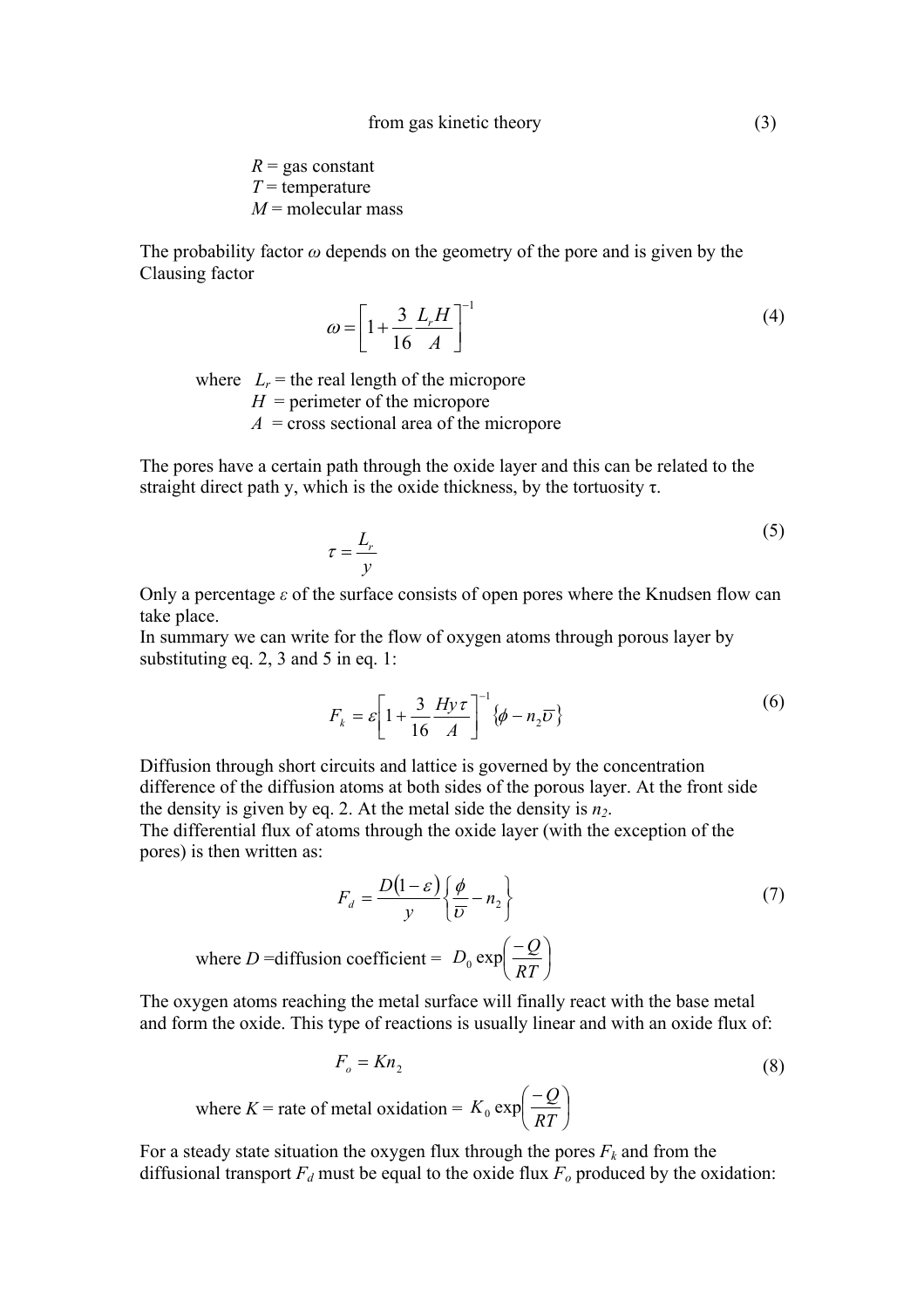from gas kinetic theory (3)

$R$ = gas constant
$T$ = temperature
$M$ = molecular mass

The probability factor $\omega$ depends on the geometry of the pore and is given by the Clausing factor

$$\omega = \left[ 1 + \frac{3}{16} \frac{L_r H}{A} \right]^{-1} \tag{4}$$

where $L_r$ = the real length of the micropore
$H$ = perimeter of the micropore
$A$ = cross sectional area of the micropore

The pores have a certain path through the oxide layer and this can be related to the straight direct path y, which is the oxide thickness, by the tortuosity τ.

$$\tau = \frac{L_r}{y} \tag{5}$$

Only a percentage $\varepsilon$ of the surface consists of open pores where the Knudsen flow can take place.
In summary we can write for the flow of oxygen atoms through porous layer by substituting eq. 2, 3 and 5 in eq. 1:

$$F_k = \varepsilon \left[ 1 + \frac{3}{16} \frac{H y \tau}{A} \right]^{-1} \left\{ \phi - n_2 \overline{\upsilon} \right\} \tag{6}$$

Diffusion through short circuits and lattice is governed by the concentration difference of the diffusion atoms at both sides of the porous layer. At the front side the density is given by eq. 2. At the metal side the density is $n_2$.
The differential flux of atoms through the oxide layer (with the exception of the pores) is then written as:

$$F_d = \frac{D(1-\varepsilon)}{y} \left\{ \frac{\phi}{\overline{\upsilon}} - n_2 \right\} \tag{7}$$

where $D$ =diffusion coefficient = $D_0 \exp\left( \frac{-Q}{RT} \right)$

The oxygen atoms reaching the metal surface will finally react with the base metal and form the oxide. This type of reactions is usually linear and with an oxide flux of:

$$F_o = K n_2 \tag{8}$$

where $K$ = rate of metal oxidation = $K_0 \exp\left( \frac{-Q}{RT} \right)$

For a steady state situation the oxygen flux through the pores $F_k$ and from the diffusional transport $F_d$ must be equal to the oxide flux $F_o$ produced by the oxidation: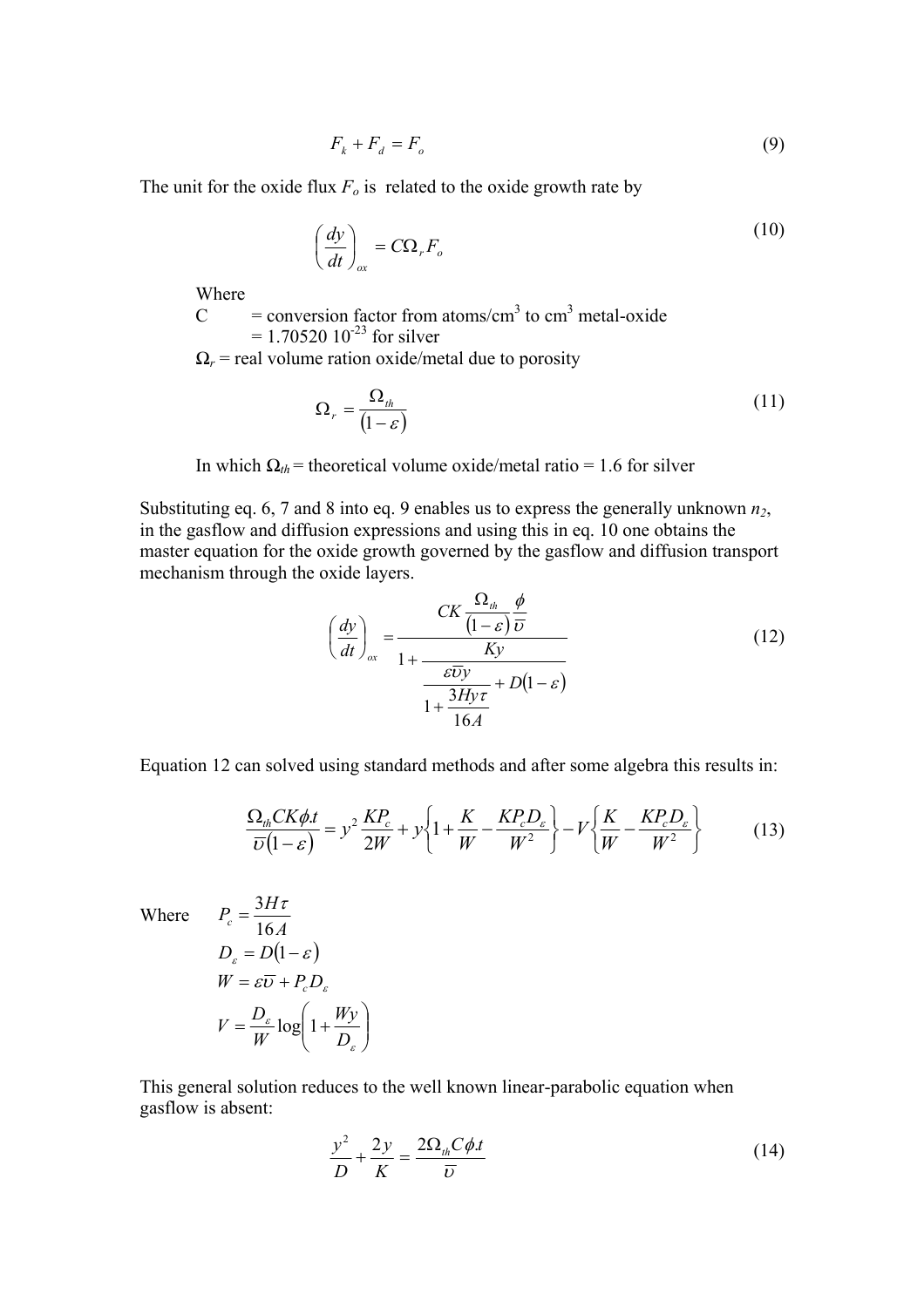$$F_k + F_d = F_o \tag{9}$$

The unit for the oxide flux $F_o$ is related to the oxide growth rate by

$$\left(\frac{dy}{dt}\right)_{ox} = C\Omega_r F_o \tag{10}$$

Where

$C$ = conversion factor from atoms/cm$^3$ to cm$^3$ metal-oxide
= 1.70520 $10^{-23}$ for silver

$\Omega_r$ = real volume ration oxide/metal due to porosity

$$\Omega_r = \frac{\Omega_{th}}{(1-\varepsilon)} \tag{11}$$

In which $\Omega_{th}$ = theoretical volume oxide/metal ratio = 1.6 for silver

Substituting eq. 6, 7 and 8 into eq. 9 enables us to express the generally unknown $n_2$, in the gasflow and diffusion expressions and using this in eq. 10 one obtains the master equation for the oxide growth governed by the gasflow and diffusion transport mechanism through the oxide layers.

$$\left(\frac{dy}{dt}\right)_{ox} = \frac{CK\dfrac{\Omega_{th}}{(1-\varepsilon)}\dfrac{\phi}{\overline{\upsilon}}}{1 + \dfrac{Ky}{\dfrac{\varepsilon\overline{\upsilon}y}{1+\dfrac{3Hy\tau}{16A}} + D(1-\varepsilon)}} \tag{12}$$

Equation 12 can solved using standard methods and after some algebra this results in:

$$\frac{\Omega_{th}CK\phi.t}{\overline{\upsilon}(1-\varepsilon)} = y^2\frac{KP_c}{2W} + y\left\{1 + \frac{K}{W} - \frac{KP_cD_\varepsilon}{W^2}\right\} - V\left\{\frac{K}{W} - \frac{KP_cD_\varepsilon}{W^2}\right\} \tag{13}$$

Where
$$P_c = \frac{3H\tau}{16A}$$
$$D_\varepsilon = D(1-\varepsilon)$$
$$W = \varepsilon\overline{\upsilon} + P_cD_\varepsilon$$
$$V = \frac{D_\varepsilon}{W}\log\left(1 + \frac{Wy}{D_\varepsilon}\right)$$

This general solution reduces to the well known linear-parabolic equation when gasflow is absent:

$$\frac{y^2}{D} + \frac{2y}{K} = \frac{2\Omega_{th}C\phi.t}{\overline{\upsilon}} \tag{14}$$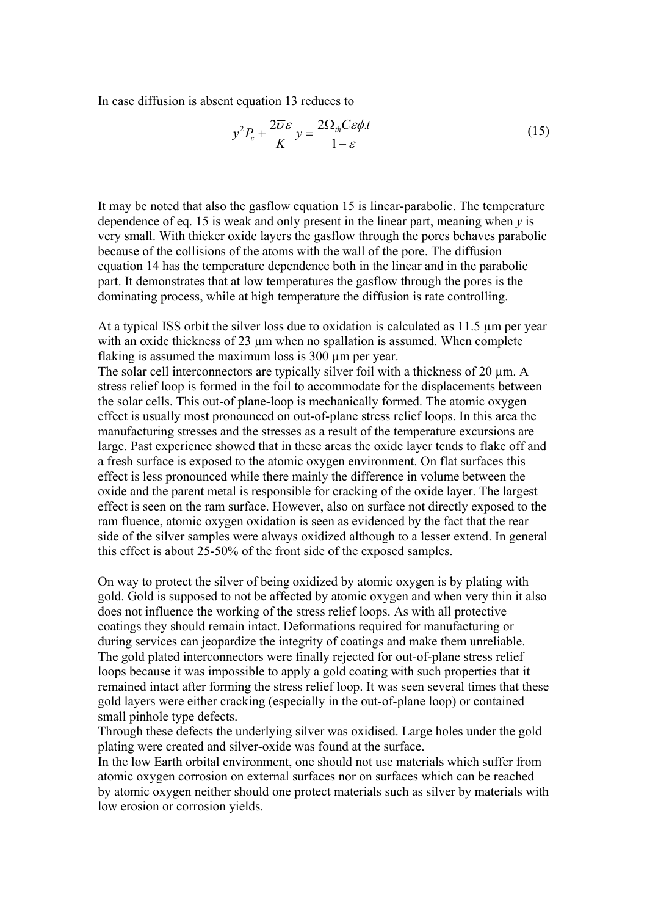In case diffusion is absent equation 13 reduces to

$$y^2 P_c + \frac{2\overline{\upsilon}\varepsilon}{K} y = \frac{2\Omega_{th} C\varepsilon\phi.t}{1-\varepsilon} \tag{15}$$

It may be noted that also the gasflow equation 15 is linear-parabolic. The temperature dependence of eq. 15 is weak and only present in the linear part, meaning when $y$ is very small. With thicker oxide layers the gasflow through the pores behaves parabolic because of the collisions of the atoms with the wall of the pore. The diffusion equation 14 has the temperature dependence both in the linear and in the parabolic part. It demonstrates that at low temperatures the gasflow through the pores is the dominating process, while at high temperature the diffusion is rate controlling.

At a typical ISS orbit the silver loss due to oxidation is calculated as 11.5 µm per year with an oxide thickness of 23 µm when no spallation is assumed. When complete flaking is assumed the maximum loss is 300 µm per year.
The solar cell interconnectors are typically silver foil with a thickness of 20 µm. A stress relief loop is formed in the foil to accommodate for the displacements between the solar cells. This out-of plane-loop is mechanically formed. The atomic oxygen effect is usually most pronounced on out-of-plane stress relief loops. In this area the manufacturing stresses and the stresses as a result of the temperature excursions are large. Past experience showed that in these areas the oxide layer tends to flake off and a fresh surface is exposed to the atomic oxygen environment. On flat surfaces this effect is less pronounced while there mainly the difference in volume between the oxide and the parent metal is responsible for cracking of the oxide layer. The largest effect is seen on the ram surface. However, also on surface not directly exposed to the ram fluence, atomic oxygen oxidation is seen as evidenced by the fact that the rear side of the silver samples were always oxidized although to a lesser extend. In general this effect is about 25-50% of the front side of the exposed samples.

On way to protect the silver of being oxidized by atomic oxygen is by plating with gold. Gold is supposed to not be affected by atomic oxygen and when very thin it also does not influence the working of the stress relief loops. As with all protective coatings they should remain intact. Deformations required for manufacturing or during services can jeopardize the integrity of coatings and make them unreliable. The gold plated interconnectors were finally rejected for out-of-plane stress relief loops because it was impossible to apply a gold coating with such properties that it remained intact after forming the stress relief loop. It was seen several times that these gold layers were either cracking (especially in the out-of-plane loop) or contained small pinhole type defects.
Through these defects the underlying silver was oxidised. Large holes under the gold plating were created and silver-oxide was found at the surface.
In the low Earth orbital environment, one should not use materials which suffer from atomic oxygen corrosion on external surfaces nor on surfaces which can be reached by atomic oxygen neither should one protect materials such as silver by materials with low erosion or corrosion yields.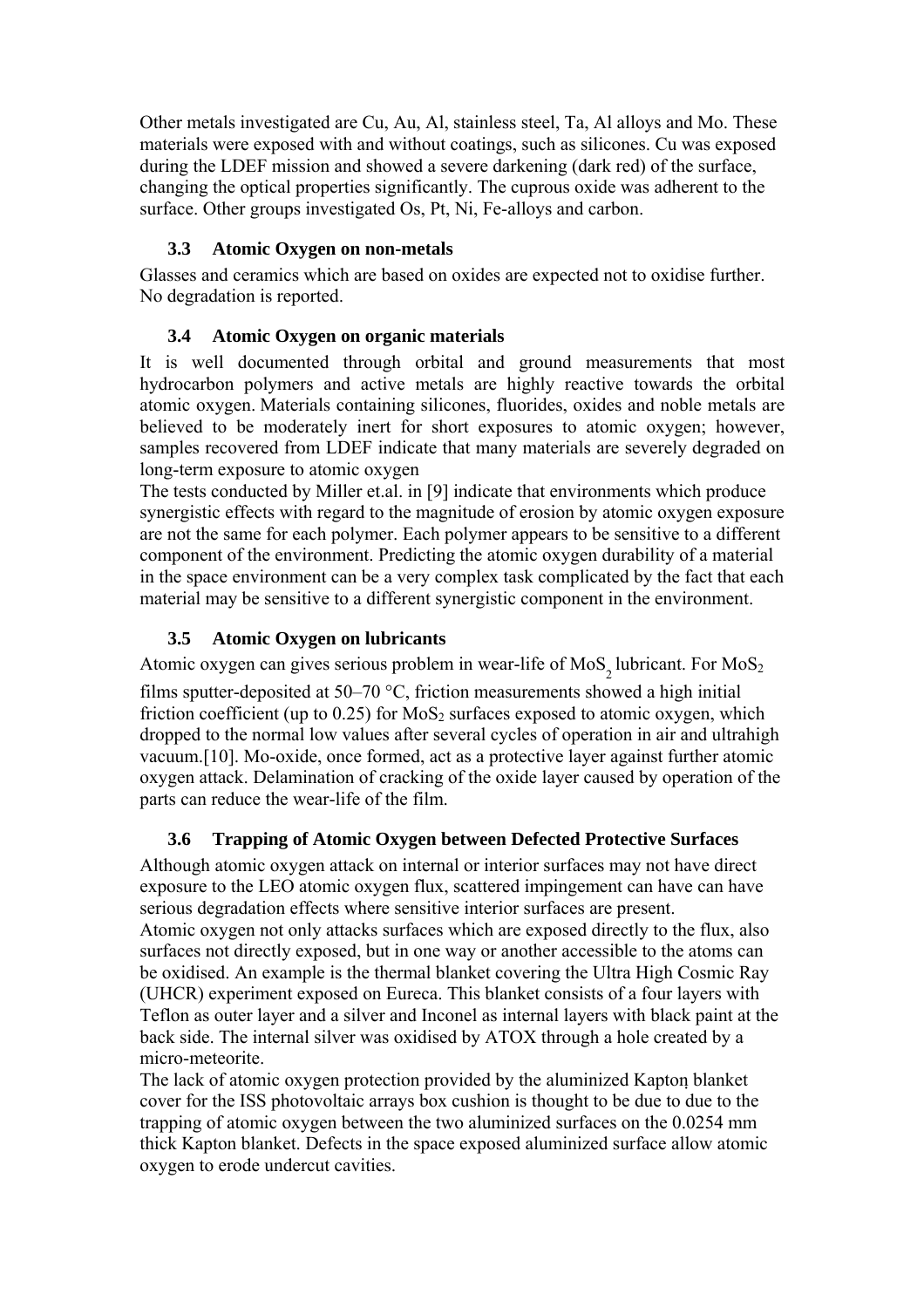Other metals investigated are Cu, Au, Al, stainless steel, Ta, Al alloys and Mo. These materials were exposed with and without coatings, such as silicones. Cu was exposed during the LDEF mission and showed a severe darkening (dark red) of the surface, changing the optical properties significantly. The cuprous oxide was adherent to the surface. Other groups investigated Os, Pt, Ni, Fe-alloys and carbon.

### 3.3 Atomic Oxygen on non-metals

Glasses and ceramics which are based on oxides are expected not to oxidise further. No degradation is reported.

### 3.4 Atomic Oxygen on organic materials

It is well documented through orbital and ground measurements that most hydrocarbon polymers and active metals are highly reactive towards the orbital atomic oxygen. Materials containing silicones, fluorides, oxides and noble metals are believed to be moderately inert for short exposures to atomic oxygen; however, samples recovered from LDEF indicate that many materials are severely degraded on long-term exposure to atomic oxygen

The tests conducted by Miller et.al. in [9] indicate that environments which produce synergistic effects with regard to the magnitude of erosion by atomic oxygen exposure are not the same for each polymer. Each polymer appears to be sensitive to a different component of the environment. Predicting the atomic oxygen durability of a material in the space environment can be a very complex task complicated by the fact that each material may be sensitive to a different synergistic component in the environment.

### 3.5 Atomic Oxygen on lubricants

Atomic oxygen can gives serious problem in wear-life of $MoS_2$ lubricant. For $MoS_2$ films sputter-deposited at 50–70 °C, friction measurements showed a high initial friction coefficient (up to 0.25) for $MoS_2$ surfaces exposed to atomic oxygen, which dropped to the normal low values after several cycles of operation in air and ultrahigh vacuum.[10]. Mo-oxide, once formed, act as a protective layer against further atomic oxygen attack. Delamination of cracking of the oxide layer caused by operation of the parts can reduce the wear-life of the film.

### 3.6 Trapping of Atomic Oxygen between Defected Protective Surfaces

Although atomic oxygen attack on internal or interior surfaces may not have direct exposure to the LEO atomic oxygen flux, scattered impingement can have can have serious degradation effects where sensitive interior surfaces are present.

Atomic oxygen not only attacks surfaces which are exposed directly to the flux, also surfaces not directly exposed, but in one way or another accessible to the atoms can be oxidised. An example is the thermal blanket covering the Ultra High Cosmic Ray (UHCR) experiment exposed on Eureca. This blanket consists of a four layers with Teflon as outer layer and a silver and Inconel as internal layers with black paint at the back side. The internal silver was oxidised by ATOX through a hole created by a micro-meteorite.

The lack of atomic oxygen protection provided by the aluminized Kapton blanket cover for the ISS photovoltaic arrays box cushion is thought to be due to due to the trapping of atomic oxygen between the two aluminized surfaces on the 0.0254 mm thick Kapton blanket. Defects in the space exposed aluminized surface allow atomic oxygen to erode undercut cavities.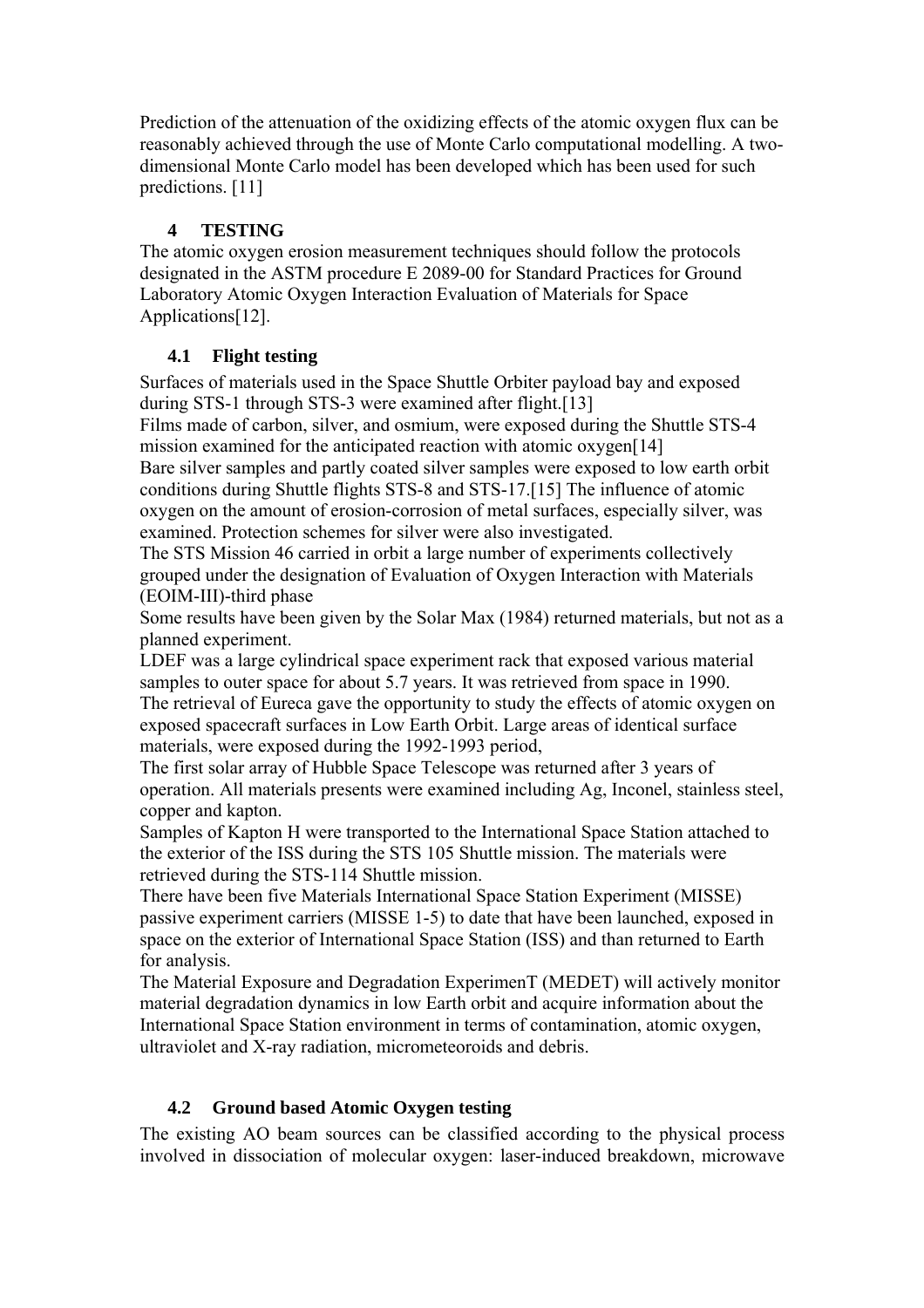Prediction of the attenuation of the oxidizing effects of the atomic oxygen flux can be reasonably achieved through the use of Monte Carlo computational modelling. A two-dimensional Monte Carlo model has been developed which has been used for such predictions. [11]

## 4 TESTING

The atomic oxygen erosion measurement techniques should follow the protocols designated in the ASTM procedure E 2089-00 for Standard Practices for Ground Laboratory Atomic Oxygen Interaction Evaluation of Materials for Space Applications[12].

### 4.1 Flight testing

Surfaces of materials used in the Space Shuttle Orbiter payload bay and exposed during STS-1 through STS-3 were examined after flight.[13]

Films made of carbon, silver, and osmium, were exposed during the Shuttle STS-4 mission examined for the anticipated reaction with atomic oxygen[14]

Bare silver samples and partly coated silver samples were exposed to low earth orbit conditions during Shuttle flights STS-8 and STS-17.[15] The influence of atomic oxygen on the amount of erosion-corrosion of metal surfaces, especially silver, was examined. Protection schemes for silver were also investigated.

The STS Mission 46 carried in orbit a large number of experiments collectively grouped under the designation of Evaluation of Oxygen Interaction with Materials (EOIM-III)-third phase

Some results have been given by the Solar Max (1984) returned materials, but not as a planned experiment.

LDEF was a large cylindrical space experiment rack that exposed various material samples to outer space for about 5.7 years. It was retrieved from space in 1990.

The retrieval of Eureca gave the opportunity to study the effects of atomic oxygen on exposed spacecraft surfaces in Low Earth Orbit. Large areas of identical surface materials, were exposed during the 1992-1993 period,

The first solar array of Hubble Space Telescope was returned after 3 years of operation. All materials presents were examined including Ag, Inconel, stainless steel, copper and kapton.

Samples of Kapton H were transported to the International Space Station attached to the exterior of the ISS during the STS 105 Shuttle mission. The materials were retrieved during the STS-114 Shuttle mission.

There have been five Materials International Space Station Experiment (MISSE) passive experiment carriers (MISSE 1-5) to date that have been launched, exposed in space on the exterior of International Space Station (ISS) and than returned to Earth for analysis.

The Material Exposure and Degradation ExperimenT (MEDET) will actively monitor material degradation dynamics in low Earth orbit and acquire information about the International Space Station environment in terms of contamination, atomic oxygen, ultraviolet and X-ray radiation, micrometeoroids and debris.

### 4.2 Ground based Atomic Oxygen testing

The existing AO beam sources can be classified according to the physical process involved in dissociation of molecular oxygen: laser-induced breakdown, microwave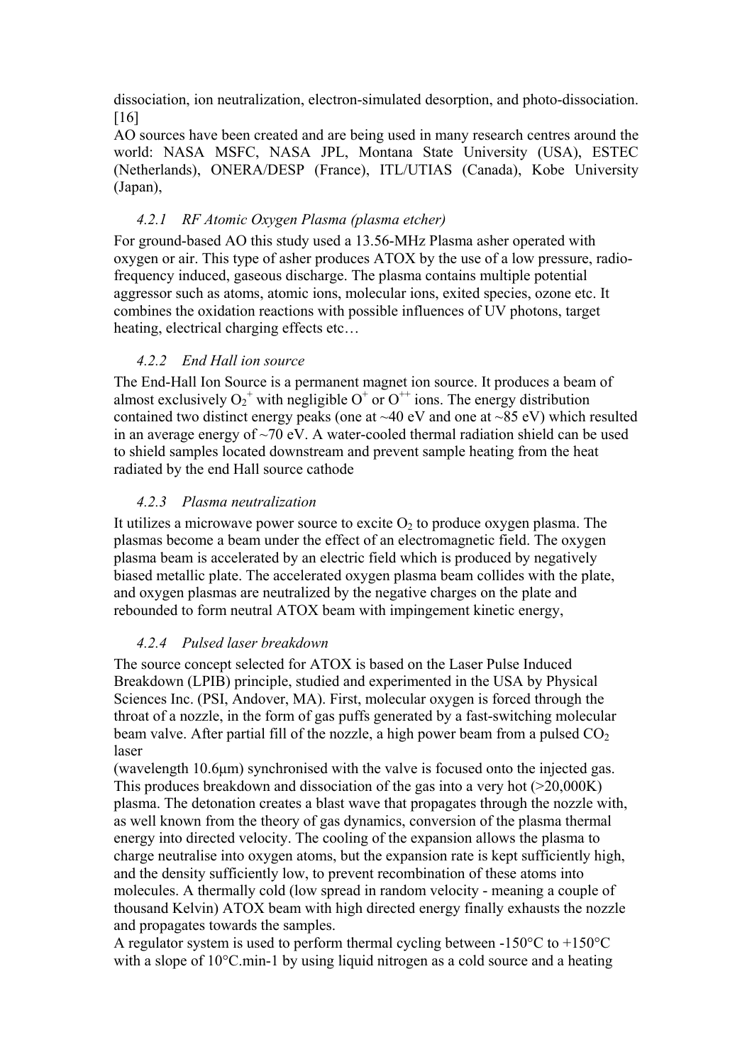dissociation, ion neutralization, electron-simulated desorption, and photo-dissociation. [16]

AO sources have been created and are being used in many research centres around the world: NASA MSFC, NASA JPL, Montana State University (USA), ESTEC (Netherlands), ONERA/DESP (France), ITL/UTIAS (Canada), Kobe University (Japan),

#### *4.2.1 RF Atomic Oxygen Plasma (plasma etcher)*

For ground-based AO this study used a 13.56-MHz Plasma asher operated with oxygen or air. This type of asher produces ATOX by the use of a low pressure, radio-frequency induced, gaseous discharge. The plasma contains multiple potential aggressor such as atoms, atomic ions, molecular ions, exited species, ozone etc. It combines the oxidation reactions with possible influences of UV photons, target heating, electrical charging effects etc…

#### *4.2.2 End Hall ion source*

The End-Hall Ion Source is a permanent magnet ion source. It produces a beam of almost exclusively $O_2^+$ with negligible $O^+$ or $O^{++}$ ions. The energy distribution contained two distinct energy peaks (one at ~40 eV and one at ~85 eV) which resulted in an average energy of ~70 eV. A water-cooled thermal radiation shield can be used to shield samples located downstream and prevent sample heating from the heat radiated by the end Hall source cathode

#### *4.2.3 Plasma neutralization*

It utilizes a microwave power source to excite $O_2$ to produce oxygen plasma. The plasmas become a beam under the effect of an electromagnetic field. The oxygen plasma beam is accelerated by an electric field which is produced by negatively biased metallic plate. The accelerated oxygen plasma beam collides with the plate, and oxygen plasmas are neutralized by the negative charges on the plate and rebounded to form neutral ATOX beam with impingement kinetic energy,

#### *4.2.4 Pulsed laser breakdown*

The source concept selected for ATOX is based on the Laser Pulse Induced Breakdown (LPIB) principle, studied and experimented in the USA by Physical Sciences Inc. (PSI, Andover, MA). First, molecular oxygen is forced through the throat of a nozzle, in the form of gas puffs generated by a fast-switching molecular beam valve. After partial fill of the nozzle, a high power beam from a pulsed $CO_2$ laser

(wavelength 10.6μm) synchronised with the valve is focused onto the injected gas. This produces breakdown and dissociation of the gas into a very hot (>20,000K) plasma. The detonation creates a blast wave that propagates through the nozzle with, as well known from the theory of gas dynamics, conversion of the plasma thermal energy into directed velocity. The cooling of the expansion allows the plasma to charge neutralise into oxygen atoms, but the expansion rate is kept sufficiently high, and the density sufficiently low, to prevent recombination of these atoms into molecules. A thermally cold (low spread in random velocity - meaning a couple of thousand Kelvin) ATOX beam with high directed energy finally exhausts the nozzle and propagates towards the samples.

A regulator system is used to perform thermal cycling between -150°C to +150°C with a slope of 10°C.min-1 by using liquid nitrogen as a cold source and a heating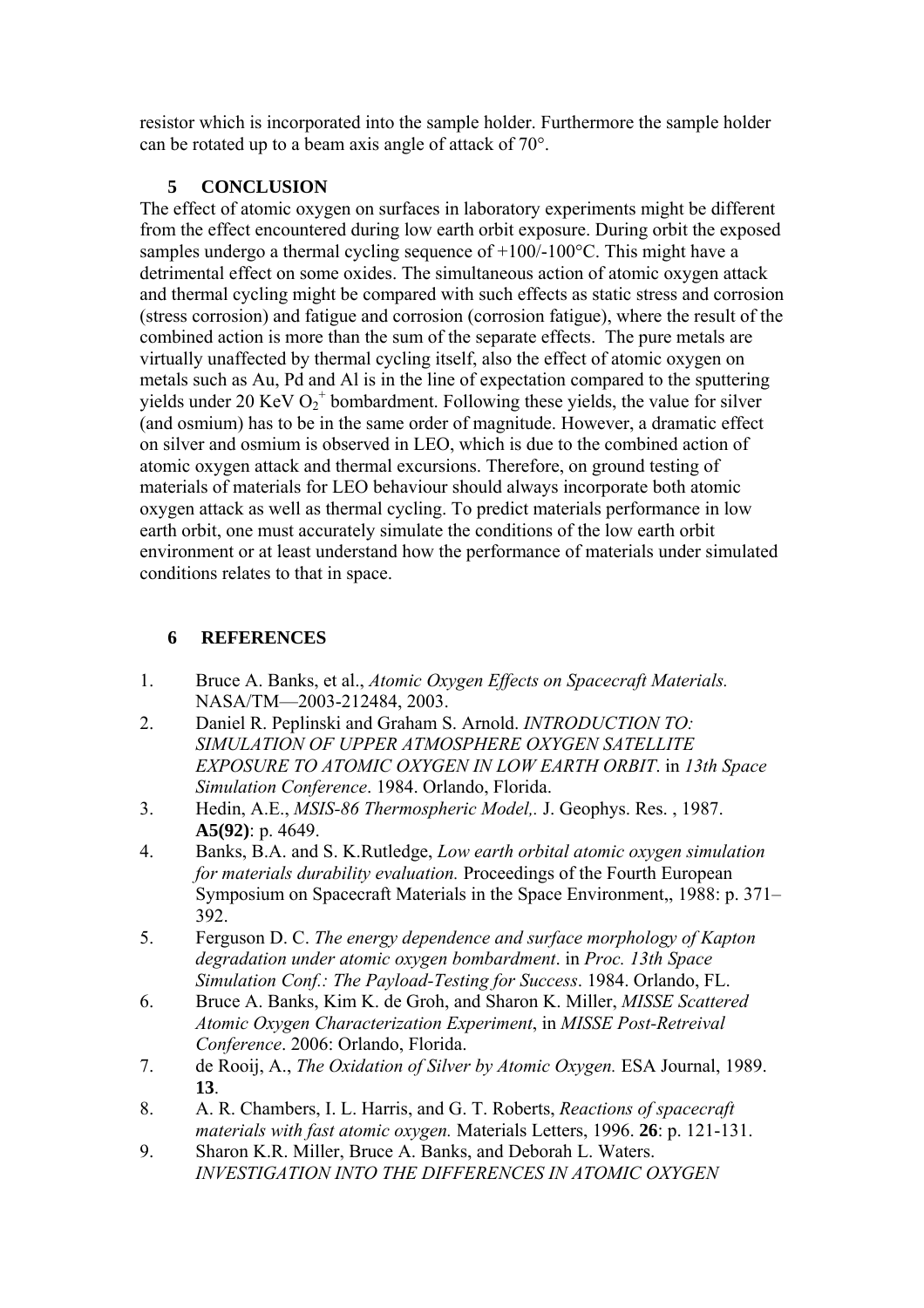resistor which is incorporated into the sample holder. Furthermore the sample holder can be rotated up to a beam axis angle of attack of 70°.

## 5 CONCLUSION

The effect of atomic oxygen on surfaces in laboratory experiments might be different from the effect encountered during low earth orbit exposure. During orbit the exposed samples undergo a thermal cycling sequence of +100/-100°C. This might have a detrimental effect on some oxides. The simultaneous action of atomic oxygen attack and thermal cycling might be compared with such effects as static stress and corrosion (stress corrosion) and fatigue and corrosion (corrosion fatigue), where the result of the combined action is more than the sum of the separate effects. The pure metals are virtually unaffected by thermal cycling itself, also the effect of atomic oxygen on metals such as Au, Pd and Al is in the line of expectation compared to the sputtering yields under 20 KeV $O_2^+$ bombardment. Following these yields, the value for silver (and osmium) has to be in the same order of magnitude. However, a dramatic effect on silver and osmium is observed in LEO, which is due to the combined action of atomic oxygen attack and thermal excursions. Therefore, on ground testing of materials of materials for LEO behaviour should always incorporate both atomic oxygen attack as well as thermal cycling. To predict materials performance in low earth orbit, one must accurately simulate the conditions of the low earth orbit environment or at least understand how the performance of materials under simulated conditions relates to that in space.

## 6 REFERENCES

1. Bruce A. Banks, et al., *Atomic Oxygen Effects on Spacecraft Materials.* NASA/TM—2003-212484, 2003.
2. Daniel R. Peplinski and Graham S. Arnold. *INTRODUCTION TO: SIMULATION OF UPPER ATMOSPHERE OXYGEN SATELLITE EXPOSURE TO ATOMIC OXYGEN IN LOW EARTH ORBIT*. in *13th Space Simulation Conference*. 1984. Orlando, Florida.
3. Hedin, A.E., *MSIS-86 Thermospheric Model,.* J. Geophys. Res. , 1987. **A5(92)**: p. 4649.
4. Banks, B.A. and S. K.Rutledge, *Low earth orbital atomic oxygen simulation for materials durability evaluation.* Proceedings of the Fourth European Symposium on Spacecraft Materials in the Space Environment,, 1988: p. 371–392.
5. Ferguson D. C. *The energy dependence and surface morphology of Kapton degradation under atomic oxygen bombardment*. in *Proc. 13th Space Simulation Conf.: The Payload-Testing for Success*. 1984. Orlando, FL.
6. Bruce A. Banks, Kim K. de Groh, and Sharon K. Miller, *MISSE Scattered Atomic Oxygen Characterization Experiment*, in *MISSE Post-Retreival Conference*. 2006: Orlando, Florida.
7. de Rooij, A., *The Oxidation of Silver by Atomic Oxygen.* ESA Journal, 1989. **13**.
8. A. R. Chambers, I. L. Harris, and G. T. Roberts, *Reactions of spacecraft materials with fast atomic oxygen.* Materials Letters, 1996. **26**: p. 121-131.
9. Sharon K.R. Miller, Bruce A. Banks, and Deborah L. Waters. *INVESTIGATION INTO THE DIFFERENCES IN ATOMIC OXYGEN*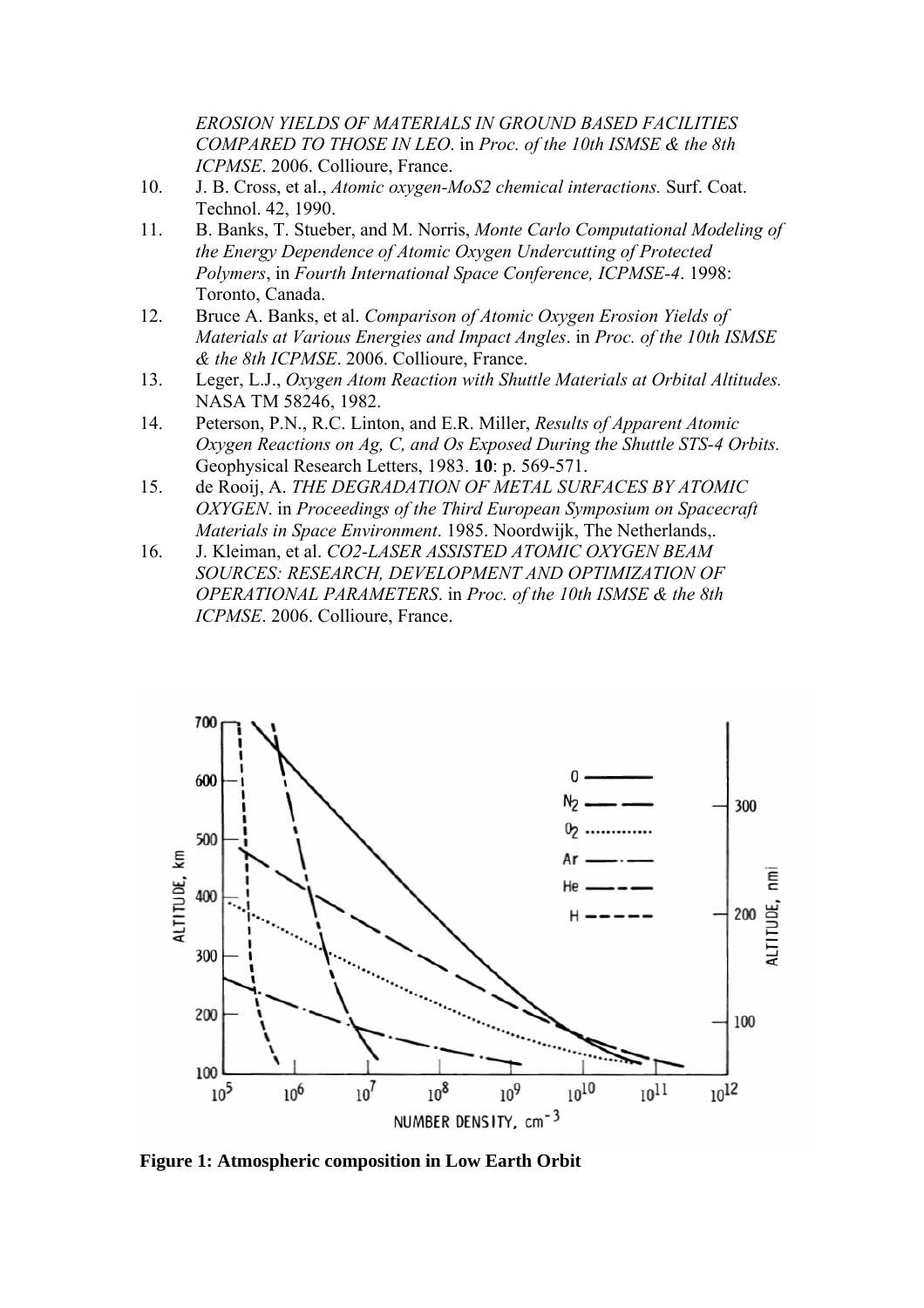*EROSION YIELDS OF MATERIALS IN GROUND BASED FACILITIES COMPARED TO THOSE IN LEO*. in *Proc. of the 10th ISMSE & the 8th ICPMSE*. 2006. Collioure, France.

10. J. B. Cross, et al., *Atomic oxygen-MoS2 chemical interactions.* Surf. Coat. Technol. 42, 1990.
11. B. Banks, T. Stueber, and M. Norris, *Monte Carlo Computational Modeling of the Energy Dependence of Atomic Oxygen Undercutting of Protected Polymers*, in *Fourth International Space Conference, ICPMSE-4*. 1998: Toronto, Canada.
12. Bruce A. Banks, et al. *Comparison of Atomic Oxygen Erosion Yields of Materials at Various Energies and Impact Angles*. in *Proc. of the 10th ISMSE & the 8th ICPMSE*. 2006. Collioure, France.
13. Leger, L.J., *Oxygen Atom Reaction with Shuttle Materials at Orbital Altitudes.* NASA TM 58246, 1982.
14. Peterson, P.N., R.C. Linton, and E.R. Miller, *Results of Apparent Atomic Oxygen Reactions on Ag, C, and Os Exposed During the Shuttle STS-4 Orbits.* Geophysical Research Letters, 1983. **10**: p. 569-571.
15. de Rooij, A. *THE DEGRADATION OF METAL SURFACES BY ATOMIC OXYGEN*. in *Proceedings of the Third European Symposium on Spacecraft Materials in Space Environment*. 1985. Noordwijk, The Netherlands,.
16. J. Kleiman, et al. *CO2-LASER ASSISTED ATOMIC OXYGEN BEAM SOURCES: RESEARCH, DEVELOPMENT AND OPTIMIZATION OF OPERATIONAL PARAMETERS*. in *Proc. of the 10th ISMSE & the 8th ICPMSE*. 2006. Collioure, France.

**Figure 1: Atmospheric composition in Low Earth Orbit**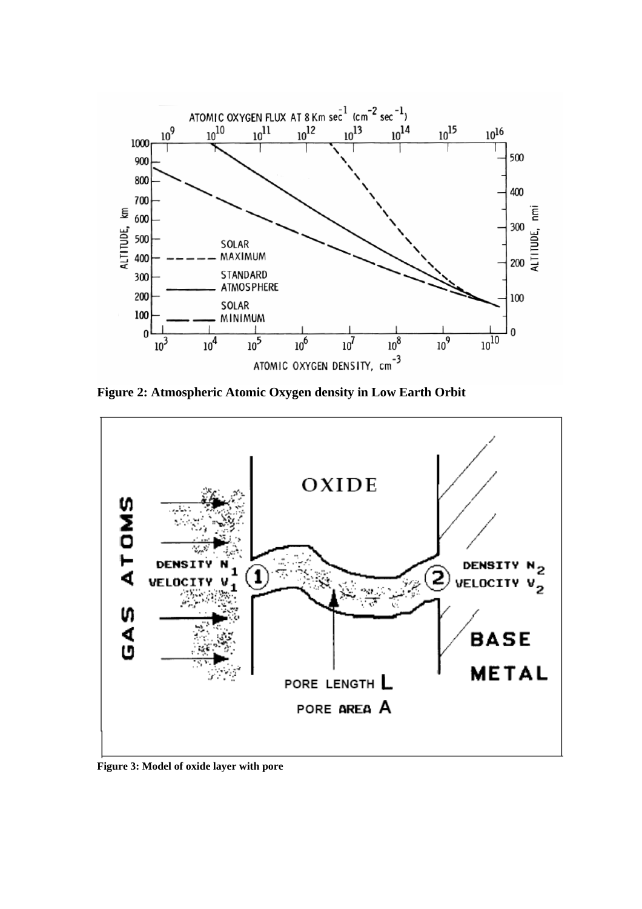**Figure 2: Atmospheric Atomic Oxygen density in Low Earth Orbit**

**Figure 3: Model of oxide layer with pore**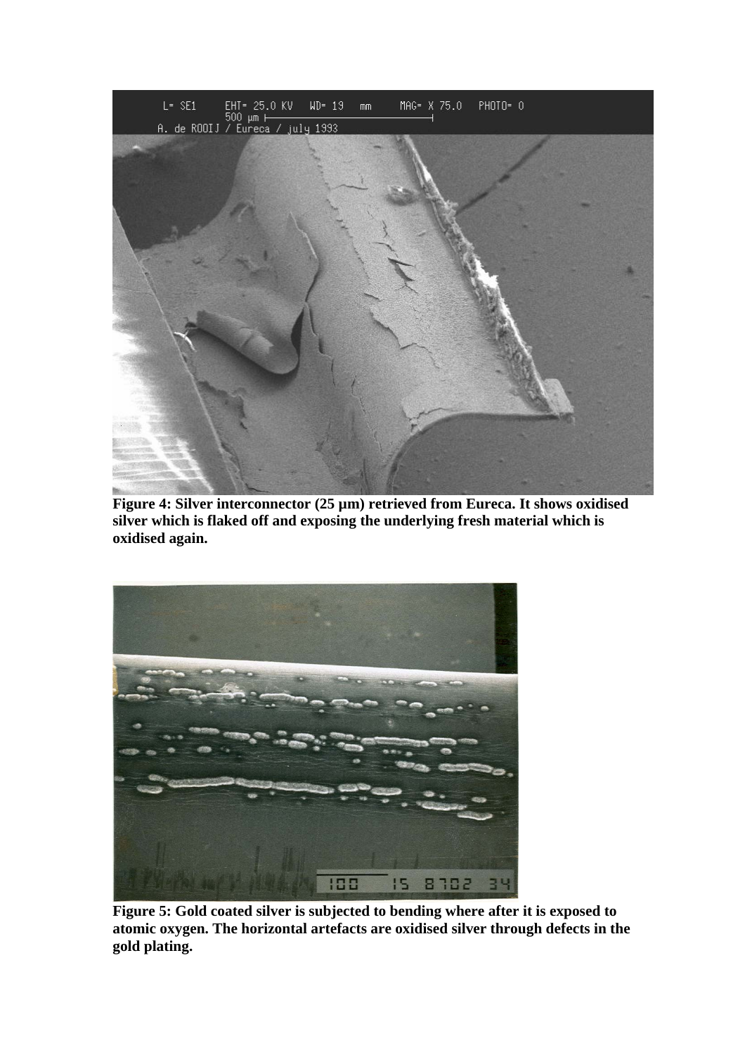**Figure 4: Silver interconnector (25 µm) retrieved from Eureca. It shows oxidised silver which is flaked off and exposing the underlying fresh material which is oxidised again.**

**Figure 5: Gold coated silver is subjected to bending where after it is exposed to atomic oxygen. The horizontal artefacts are oxidised silver through defects in the gold plating.**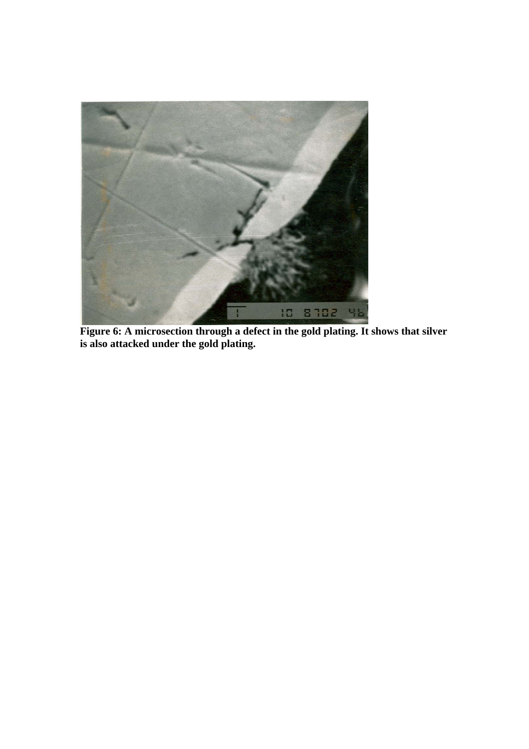**Figure 6: A microsection through a defect in the gold plating. It shows that silver is also attacked under the gold plating.**